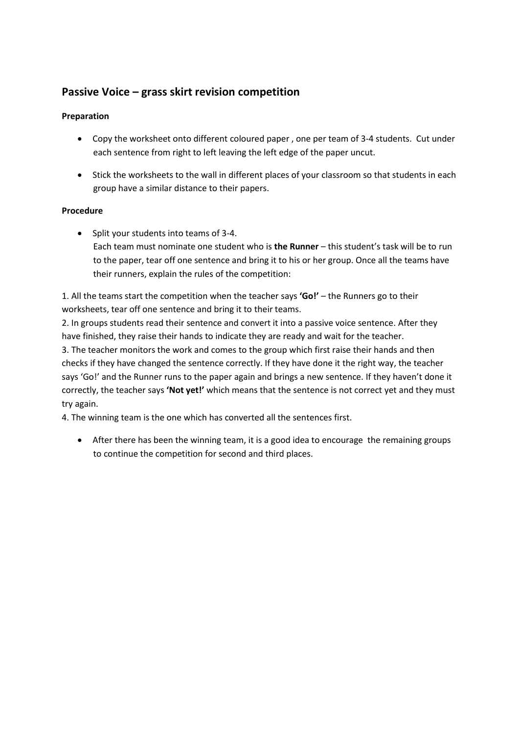## Passive Voice – grass skirt revision competition

**Preparation**

- Copy the worksheet onto different coloured paper , one per team of 3-4 students. Cut under each sentence from right to left leaving the left edge of the paper uncut.

- Stick the worksheets to the wall in different places of your classroom so that students in each group have a similar distance to their papers.

**Procedure**

- Split your students into teams of 3-4.
  Each team must nominate one student who is **the Runner** – this student's task will be to run to the paper, tear off one sentence and bring it to his or her group. Once all the teams have their runners, explain the rules of the competition:

1. All the teams start the competition when the teacher says **'Go!'** – the Runners go to their worksheets, tear off one sentence and bring it to their teams.
2. In groups students read their sentence and convert it into a passive voice sentence. After they have finished, they raise their hands to indicate they are ready and wait for the teacher.
3. The teacher monitors the work and comes to the group which first raise their hands and then checks if they have changed the sentence correctly. If they have done it the right way, the teacher says 'Go!' and the Runner runs to the paper again and brings a new sentence. If they haven't done it correctly, the teacher says **'Not yet!'** which means that the sentence is not correct yet and they must try again.
4. The winning team is the one which has converted all the sentences first.

- After there has been the winning team, it is a good idea to encourage the remaining groups to continue the competition for second and third places.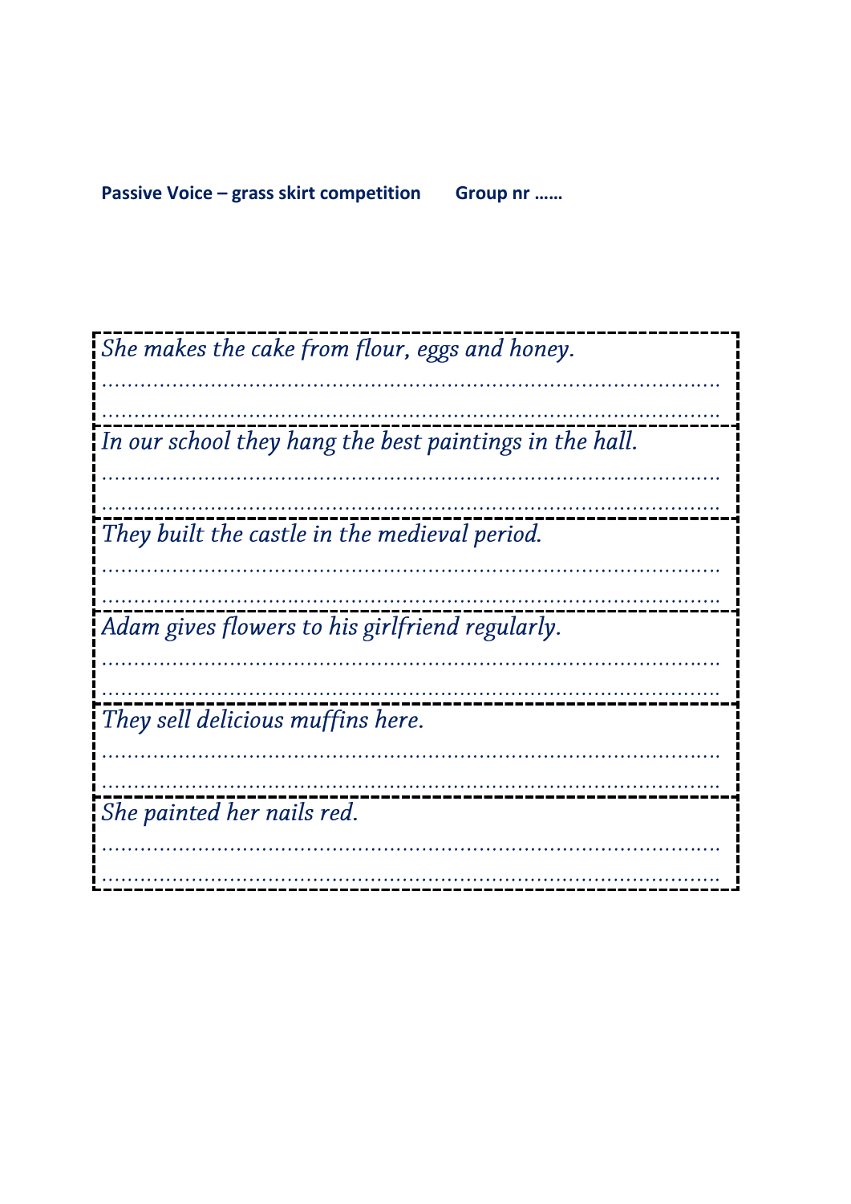**Passive Voice – grass skirt competition Group nr ……**

*She makes the cake from flour, eggs and honey.*

……………………………………………………………………………………

……………………………………………………………………………………

*In our school they hang the best paintings in the hall.*

……………………………………………………………………………………

……………………………………………………………………………………

*They built the castle in the medieval period.*

……………………………………………………………………………………

……………………………………………………………………………………

*Adam gives flowers to his girlfriend regularly.*

……………………………………………………………………………………

……………………………………………………………………………………

*They sell delicious muffins here.*

……………………………………………………………………………………

……………………………………………………………………………………

*She painted her nails red.*

……………………………………………………………………………………

……………………………………………………………………………………